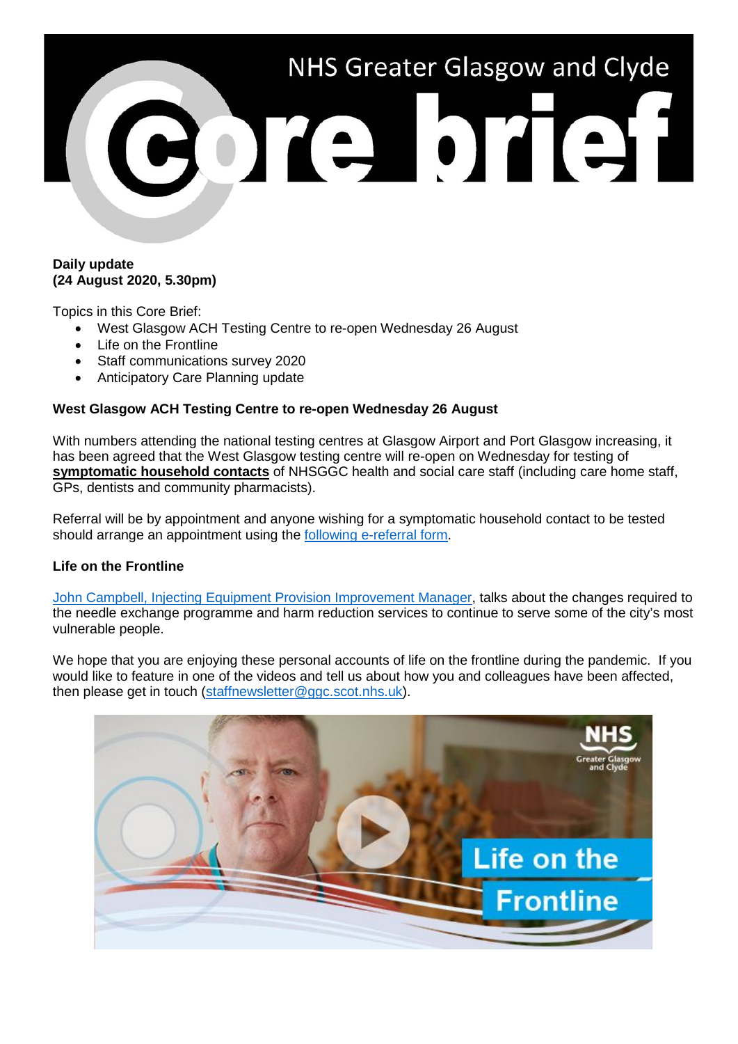# NHS Greater Glasgow and Clyde Core brief

**Daily update**
**(24 August 2020, 5.30pm)**

Topics in this Core Brief:

- West Glasgow ACH Testing Centre to re-open Wednesday 26 August
- Life on the Frontline
- Staff communications survey 2020
- Anticipatory Care Planning update

**West Glasgow ACH Testing Centre to re-open Wednesday 26 August**

With numbers attending the national testing centres at Glasgow Airport and Port Glasgow increasing, it has been agreed that the West Glasgow testing centre will re-open on Wednesday for testing of **symptomatic household contacts** of NHSGGC health and social care staff (including care home staff, GPs, dentists and community pharmacists).

Referral will be by appointment and anyone wishing for a symptomatic household contact to be tested should arrange an appointment using the following e-referral form.

**Life on the Frontline**

John Campbell, Injecting Equipment Provision Improvement Manager, talks about the changes required to the needle exchange programme and harm reduction services to continue to serve some of the city's most vulnerable people.

We hope that you are enjoying these personal accounts of life on the frontline during the pandemic. If you would like to feature in one of the videos and tell us about how you and colleagues have been affected, then please get in touch (staffnewsletter@ggc.scot.nhs.uk).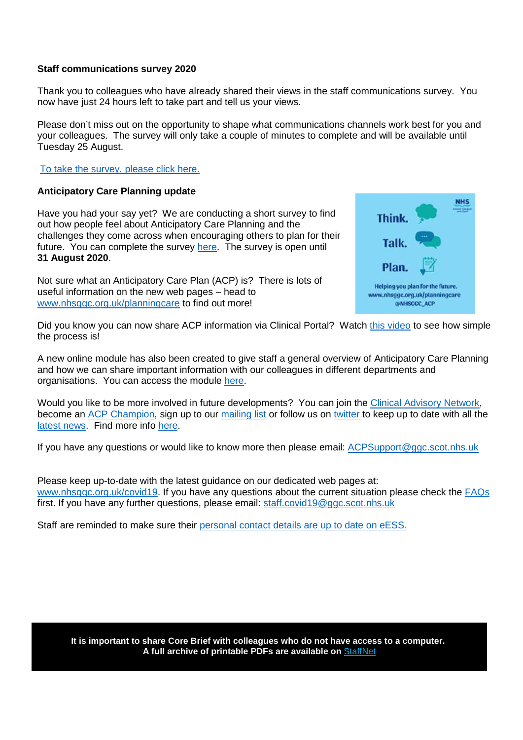**Staff communications survey 2020**

Thank you to colleagues who have already shared their views in the staff communications survey. You now have just 24 hours left to take part and tell us your views.

Please don't miss out on the opportunity to shape what communications channels work best for you and your colleagues. The survey will only take a couple of minutes to complete and will be available until Tuesday 25 August.

To take the survey, please click here.

**Anticipatory Care Planning update**

Have you had your say yet? We are conducting a short survey to find out how people feel about Anticipatory Care Planning and the challenges they come across when encouraging others to plan for their future. You can complete the survey here. The survey is open until **31 August 2020**.

Not sure what an Anticipatory Care Plan (ACP) is? There is lots of useful information on the new web pages – head to www.nhsggc.org.uk/planningcare to find out more!

Did you know you can now share ACP information via Clinical Portal? Watch this video to see how simple the process is!

A new online module has also been created to give staff a general overview of Anticipatory Care Planning and how we can share important information with our colleagues in different departments and organisations. You can access the module here.

Would you like to be more involved in future developments? You can join the Clinical Advisory Network, become an ACP Champion, sign up to our mailing list or follow us on twitter to keep up to date with all the latest news. Find more info here.

If you have any questions or would like to know more then please email: ACPSupport@ggc.scot.nhs.uk

Please keep up-to-date with the latest guidance on our dedicated web pages at: www.nhsggc.org.uk/covid19. If you have any questions about the current situation please check the FAQs first. If you have any further questions, please email: staff.covid19@ggc.scot.nhs.uk

Staff are reminded to make sure their personal contact details are up to date on eESS.

**It is important to share Core Brief with colleagues who do not have access to a computer.**
**A full archive of printable PDFs are available on StaffNet**